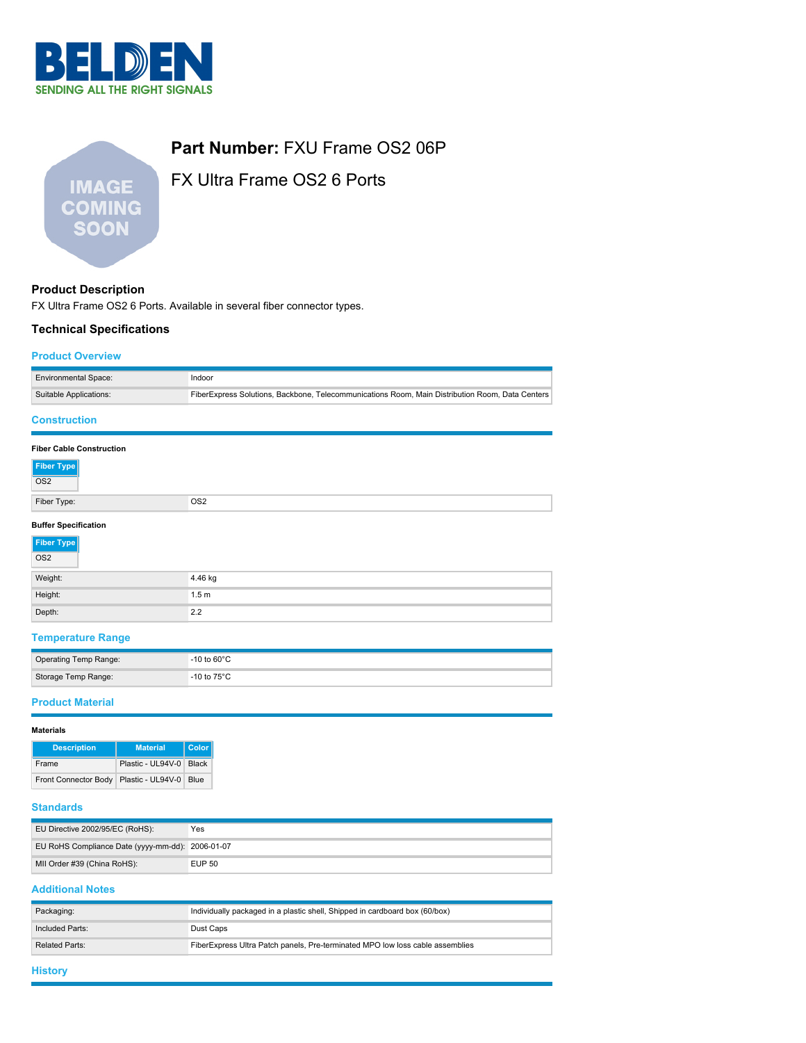# Part Number: FXU Frame OS2 06P

## FX Ultra Frame OS2 6 Ports

### Product Description

FX Ultra Frame OS2 6 Ports. Available in several fiber connector types.

### Technical Specifications

#### Product Overview

| | |
|---|---|
| Environmental Space: | Indoor |
| Suitable Applications: | FiberExpress Solutions, Backbone, Telecommunications Room, Main Distribution Room, Data Centers |

#### Construction

**Fiber Cable Construction**

| Fiber Type |
|---|
| OS2 |

| | |
|---|---|
| Fiber Type: | OS2 |

**Buffer Specification**

| Fiber Type |
|---|
| OS2 |

| | |
|---|---|
| Weight: | 4.46 kg |
| Height: | 1.5 m |
| Depth: | 2.2 |

#### Temperature Range

| | |
|---|---|
| Operating Temp Range: | -10 to 60°C |
| Storage Temp Range: | -10 to 75°C |

#### Product Material

**Materials**

| Description | Material | Color |
|---|---|---|
| Frame | Plastic - UL94V-0 | Black |
| Front Connector Body | Plastic - UL94V-0 | Blue |

#### Standards

| | |
|---|---|
| EU Directive 2002/95/EC (RoHS): | Yes |
| EU RoHS Compliance Date (yyyy-mm-dd): | 2006-01-07 |
| MII Order #39 (China RoHS): | EUP 50 |

#### Additional Notes

| | |
|---|---|
| Packaging: | Individually packaged in a plastic shell, Shipped in cardboard box (60/box) |
| Included Parts: | Dust Caps |
| Related Parts: | FiberExpress Ultra Patch panels, Pre-terminated MPO low loss cable assemblies |

#### History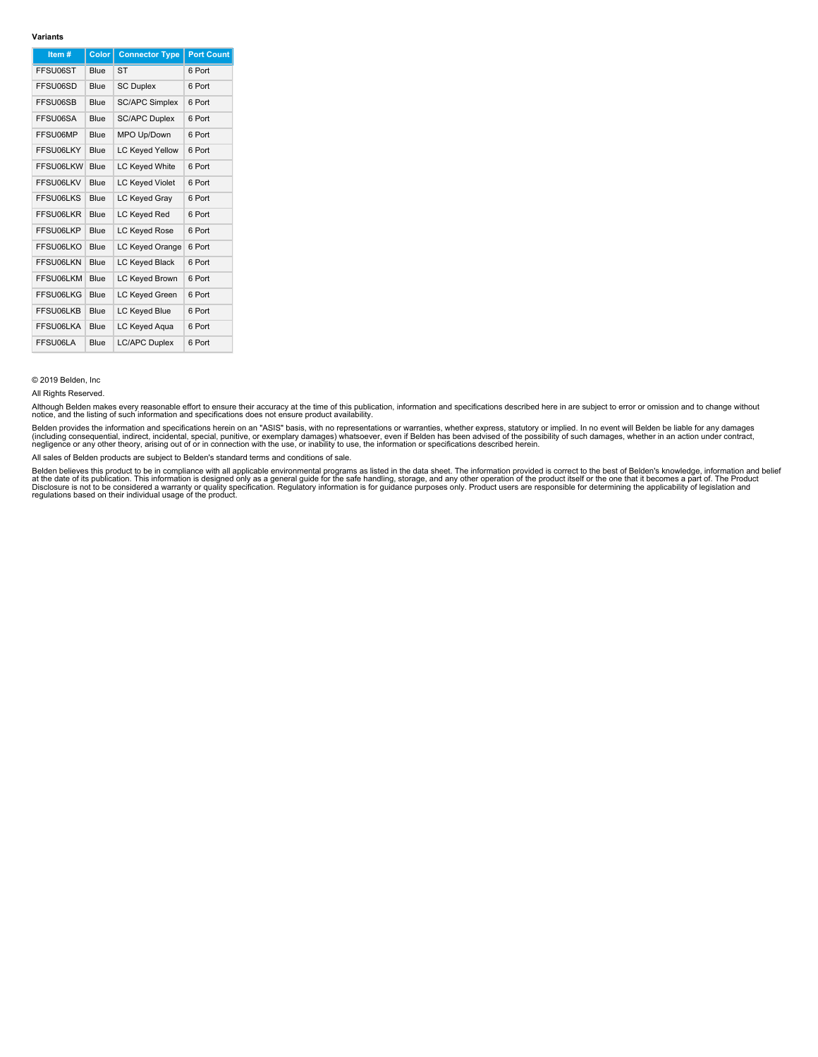**Variants**

| Item # | Color | Connector Type | Port Count |
| --- | --- | --- | --- |
| FFSU06ST | Blue | ST | 6 Port |
| FFSU06SD | Blue | SC Duplex | 6 Port |
| FFSU06SB | Blue | SC/APC Simplex | 6 Port |
| FFSU06SA | Blue | SC/APC Duplex | 6 Port |
| FFSU06MP | Blue | MPO Up/Down | 6 Port |
| FFSU06LKY | Blue | LC Keyed Yellow | 6 Port |
| FFSU06LKW | Blue | LC Keyed White | 6 Port |
| FFSU06LKV | Blue | LC Keyed Violet | 6 Port |
| FFSU06LKS | Blue | LC Keyed Gray | 6 Port |
| FFSU06LKR | Blue | LC Keyed Red | 6 Port |
| FFSU06LKP | Blue | LC Keyed Rose | 6 Port |
| FFSU06LKO | Blue | LC Keyed Orange | 6 Port |
| FFSU06LKN | Blue | LC Keyed Black | 6 Port |
| FFSU06LKM | Blue | LC Keyed Brown | 6 Port |
| FFSU06LKG | Blue | LC Keyed Green | 6 Port |
| FFSU06LKB | Blue | LC Keyed Blue | 6 Port |
| FFSU06LKA | Blue | LC Keyed Aqua | 6 Port |
| FFSU06LA | Blue | LC/APC Duplex | 6 Port |

© 2019 Belden, Inc

All Rights Reserved.

Although Belden makes every reasonable effort to ensure their accuracy at the time of this publication, information and specifications described here in are subject to error or omission and to change without notice, and the listing of such information and specifications does not ensure product availability.

Belden provides the information and specifications herein on an "ASIS" basis, with no representations or warranties, whether express, statutory or implied. In no event will Belden be liable for any damages (including consequential, indirect, incidental, special, punitive, or exemplary damages) whatsoever, even if Belden has been advised of the possibility of such damages, whether in an action under contract, negligence or any other theory, arising out of or in connection with the use, or inability to use, the information or specifications described herein.

All sales of Belden products are subject to Belden's standard terms and conditions of sale.

Belden believes this product to be in compliance with all applicable environmental programs as listed in the data sheet. The information provided is correct to the best of Belden's knowledge, information and belief at the date of its publication. This information is designed only as a general guide for the safe handling, storage, and any other operation of the product itself or the one that it becomes a part of. The Product Disclosure is not to be considered a warranty or quality specification. Regulatory information is for guidance purposes only. Product users are responsible for determining the applicability of legislation and regulations based on their individual usage of the product.